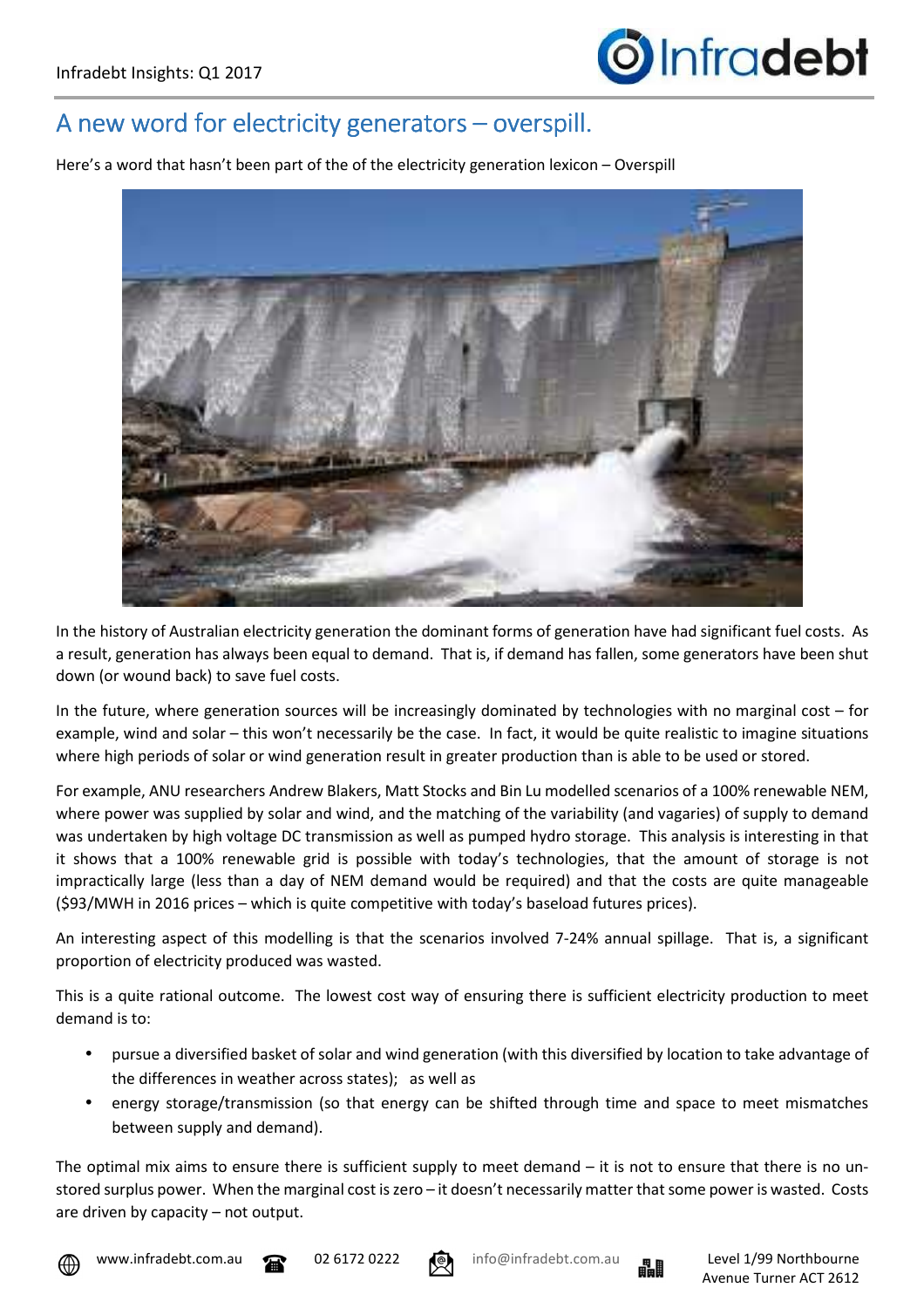# A new word for electricity generators – overspill.

Here's a word that hasn't been part of the of the electricity generation lexicon – Overspill

In the history of Australian electricity generation the dominant forms of generation have had significant fuel costs. As a result, generation has always been equal to demand. That is, if demand has fallen, some generators have been shut down (or wound back) to save fuel costs.

In the future, where generation sources will be increasingly dominated by technologies with no marginal cost – for example, wind and solar – this won't necessarily be the case. In fact, it would be quite realistic to imagine situations where high periods of solar or wind generation result in greater production than is able to be used or stored.

For example, ANU researchers Andrew Blakers, Matt Stocks and Bin Lu modelled scenarios of a 100% renewable NEM, where power was supplied by solar and wind, and the matching of the variability (and vagaries) of supply to demand was undertaken by high voltage DC transmission as well as pumped hydro storage. This analysis is interesting in that it shows that a 100% renewable grid is possible with today's technologies, that the amount of storage is not impractically large (less than a day of NEM demand would be required) and that the costs are quite manageable ($93/MWH in 2016 prices – which is quite competitive with today's baseload futures prices).

An interesting aspect of this modelling is that the scenarios involved 7-24% annual spillage. That is, a significant proportion of electricity produced was wasted.

This is a quite rational outcome. The lowest cost way of ensuring there is sufficient electricity production to meet demand is to:

- pursue a diversified basket of solar and wind generation (with this diversified by location to take advantage of the differences in weather across states); as well as
- energy storage/transmission (so that energy can be shifted through time and space to meet mismatches between supply and demand).

The optimal mix aims to ensure there is sufficient supply to meet demand – it is not to ensure that there is no un-stored surplus power. When the marginal cost is zero – it doesn't necessarily matter that some power is wasted. Costs are driven by capacity – not output.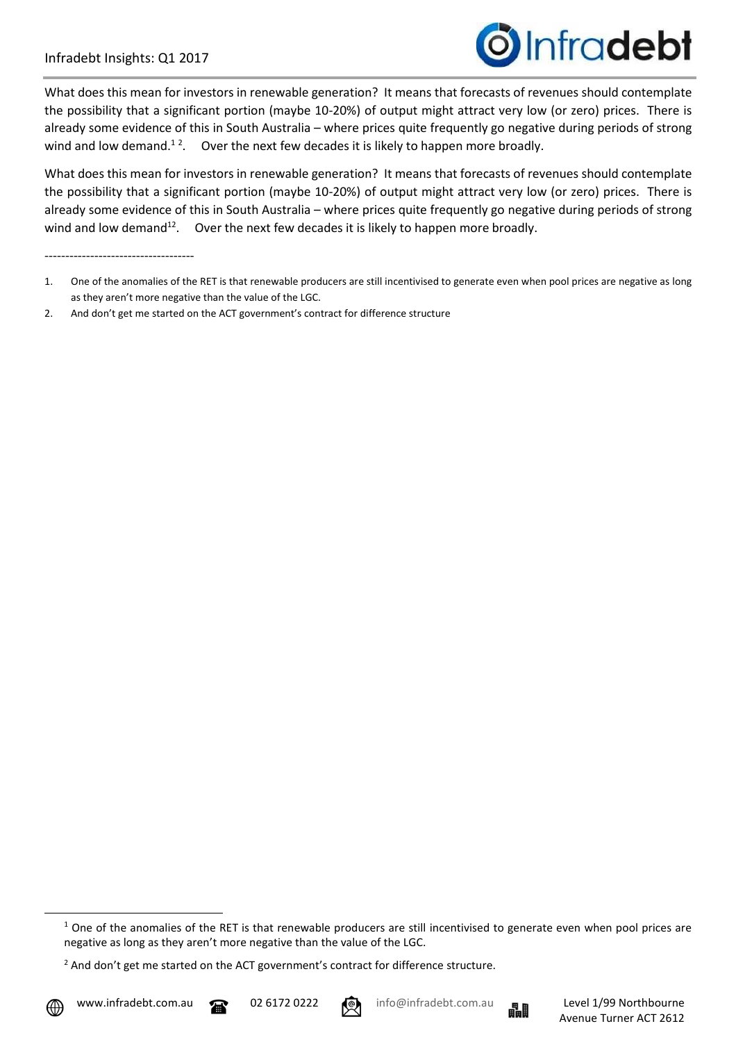What does this mean for investors in renewable generation? It means that forecasts of revenues should contemplate the possibility that a significant portion (maybe 10-20%) of output might attract very low (or zero) prices. There is already some evidence of this in South Australia – where prices quite frequently go negative during periods of strong wind and low demand.[1] [2]. Over the next few decades it is likely to happen more broadly.

What does this mean for investors in renewable generation? It means that forecasts of revenues should contemplate the possibility that a significant portion (maybe 10-20%) of output might attract very low (or zero) prices. There is already some evidence of this in South Australia – where prices quite frequently go negative during periods of strong wind and low demand[12]. Over the next few decades it is likely to happen more broadly.

------------------------------------

1. One of the anomalies of the RET is that renewable producers are still incentivised to generate even when pool prices are negative as long as they aren't more negative than the value of the LGC.
2. And don't get me started on the ACT government's contract for difference structure

---

[1] One of the anomalies of the RET is that renewable producers are still incentivised to generate even when pool prices are negative as long as they aren't more negative than the value of the LGC.

[2] And don't get me started on the ACT government's contract for difference structure.

www.infradebt.com.au 02 6172 0222 info@infradebt.com.au Level 1/99 Northbourne Avenue Turner ACT 2612